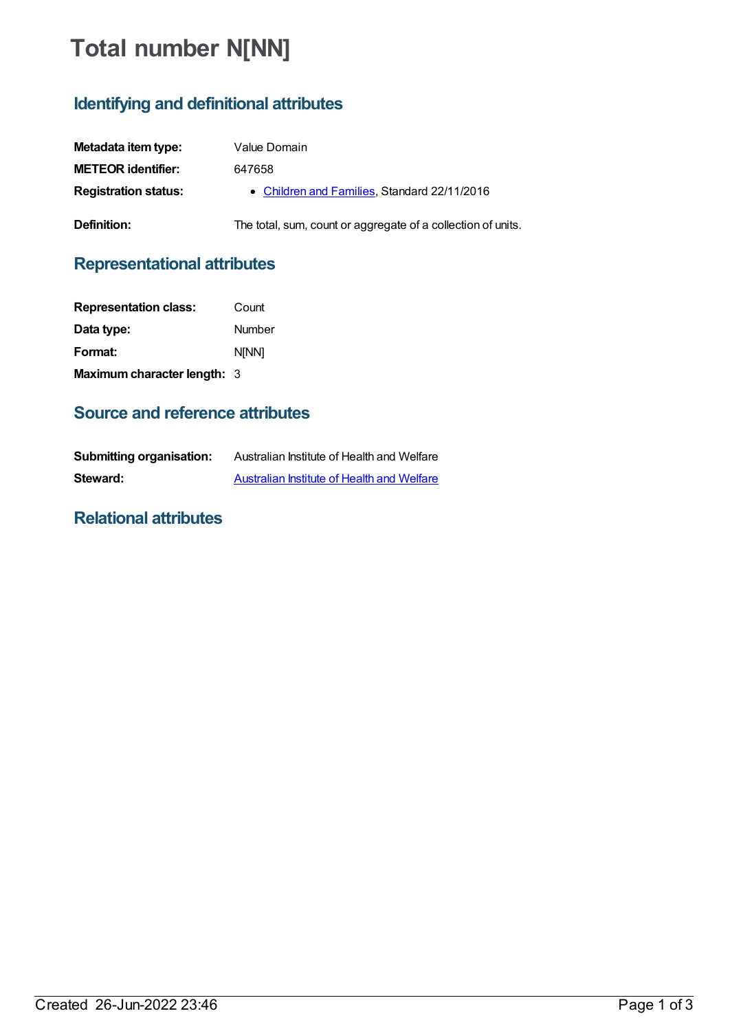# Total number N[NN]

## Identifying and definitional attributes

| | |
|---|---|
| **Metadata item type:** | Value Domain |
| **METEOR identifier:** | 647658 |
| **Registration status:** | • Children and Families, Standard 22/11/2016 |
| **Definition:** | The total, sum, count or aggregate of a collection of units. |

## Representational attributes

| | |
|---|---|
| **Representation class:** | Count |
| **Data type:** | Number |
| **Format:** | N[NN] |
| **Maximum character length:** | 3 |

## Source and reference attributes

| | |
|---|---|
| **Submitting organisation:** | Australian Institute of Health and Welfare |
| **Steward:** | Australian Institute of Health and Welfare |

## Relational attributes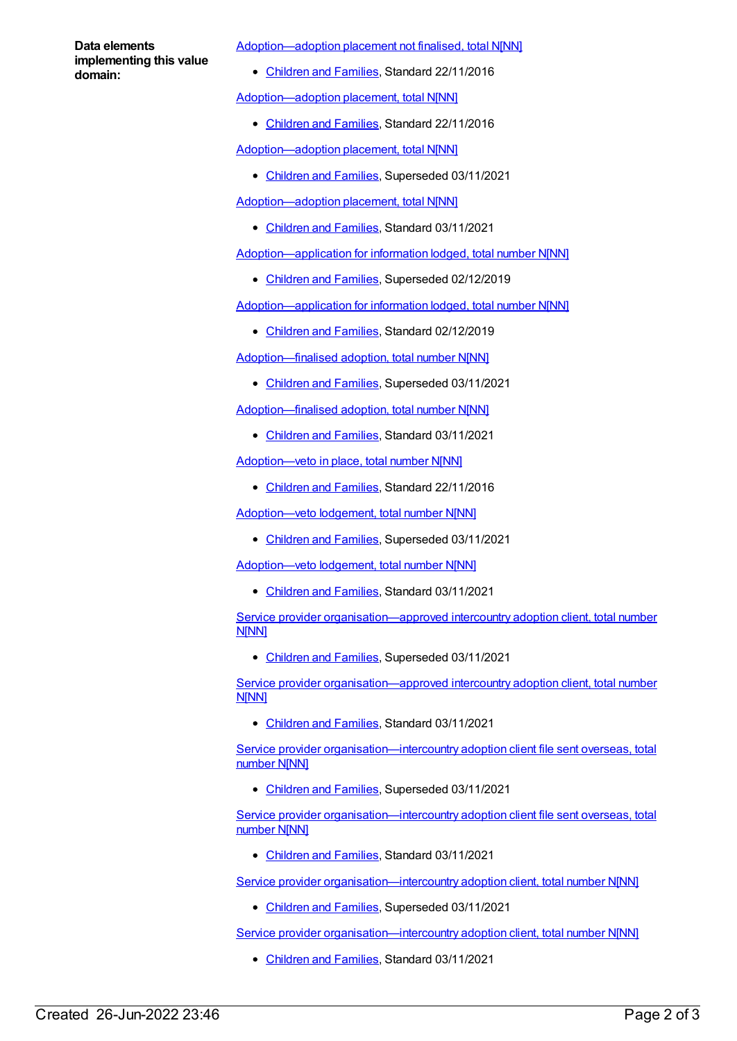**Data elements implementing this value domain:**

Adoption—adoption placement not finalised, total N[NN]

- Children and Families, Standard 22/11/2016

Adoption—adoption placement, total N[NN]

- Children and Families, Standard 22/11/2016

Adoption—adoption placement, total N[NN]

- Children and Families, Superseded 03/11/2021

Adoption—adoption placement, total N[NN]

- Children and Families, Standard 03/11/2021

Adoption—application for information lodged, total number N[NN]

- Children and Families, Superseded 02/12/2019

Adoption—application for information lodged, total number N[NN]

- Children and Families, Standard 02/12/2019

Adoption—finalised adoption, total number N[NN]

- Children and Families, Superseded 03/11/2021

Adoption—finalised adoption, total number N[NN]

- Children and Families, Standard 03/11/2021

Adoption—veto in place, total number N[NN]

- Children and Families, Standard 22/11/2016

Adoption—veto lodgement, total number N[NN]

- Children and Families, Superseded 03/11/2021

Adoption—veto lodgement, total number N[NN]

- Children and Families, Standard 03/11/2021

Service provider organisation—approved intercountry adoption client, total number N[NN]

- Children and Families, Superseded 03/11/2021

Service provider organisation—approved intercountry adoption client, total number N[NN]

- Children and Families, Standard 03/11/2021

Service provider organisation—intercountry adoption client file sent overseas, total number N[NN]

- Children and Families, Superseded 03/11/2021

Service provider organisation—intercountry adoption client file sent overseas, total number N[NN]

- Children and Families, Standard 03/11/2021

Service provider organisation—intercountry adoption client, total number N[NN]

- Children and Families, Superseded 03/11/2021

Service provider organisation—intercountry adoption client, total number N[NN]

- Children and Families, Standard 03/11/2021